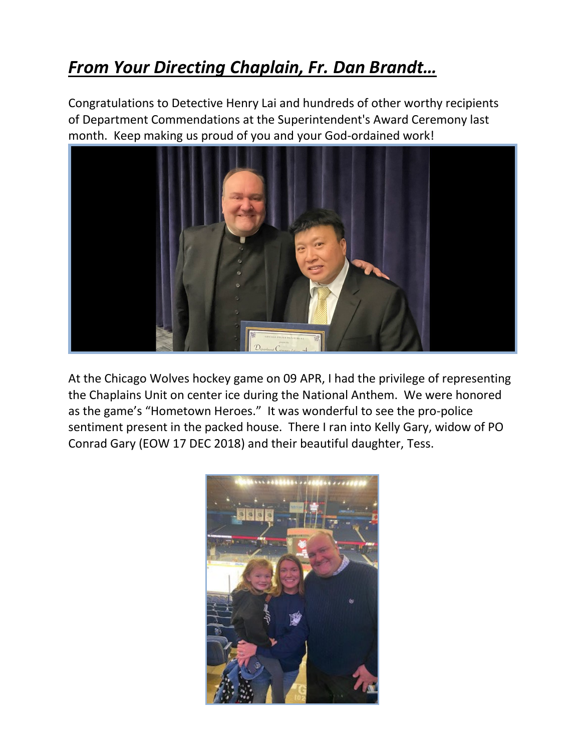## ***From Your Directing Chaplain, Fr. Dan Brandt…***

Congratulations to Detective Henry Lai and hundreds of other worthy recipients of Department Commendations at the Superintendent's Award Ceremony last month. Keep making us proud of you and your God-ordained work!

At the Chicago Wolves hockey game on 09 APR, I had the privilege of representing the Chaplains Unit on center ice during the National Anthem. We were honored as the game's "Hometown Heroes." It was wonderful to see the pro-police sentiment present in the packed house. There I ran into Kelly Gary, widow of PO Conrad Gary (EOW 17 DEC 2018) and their beautiful daughter, Tess.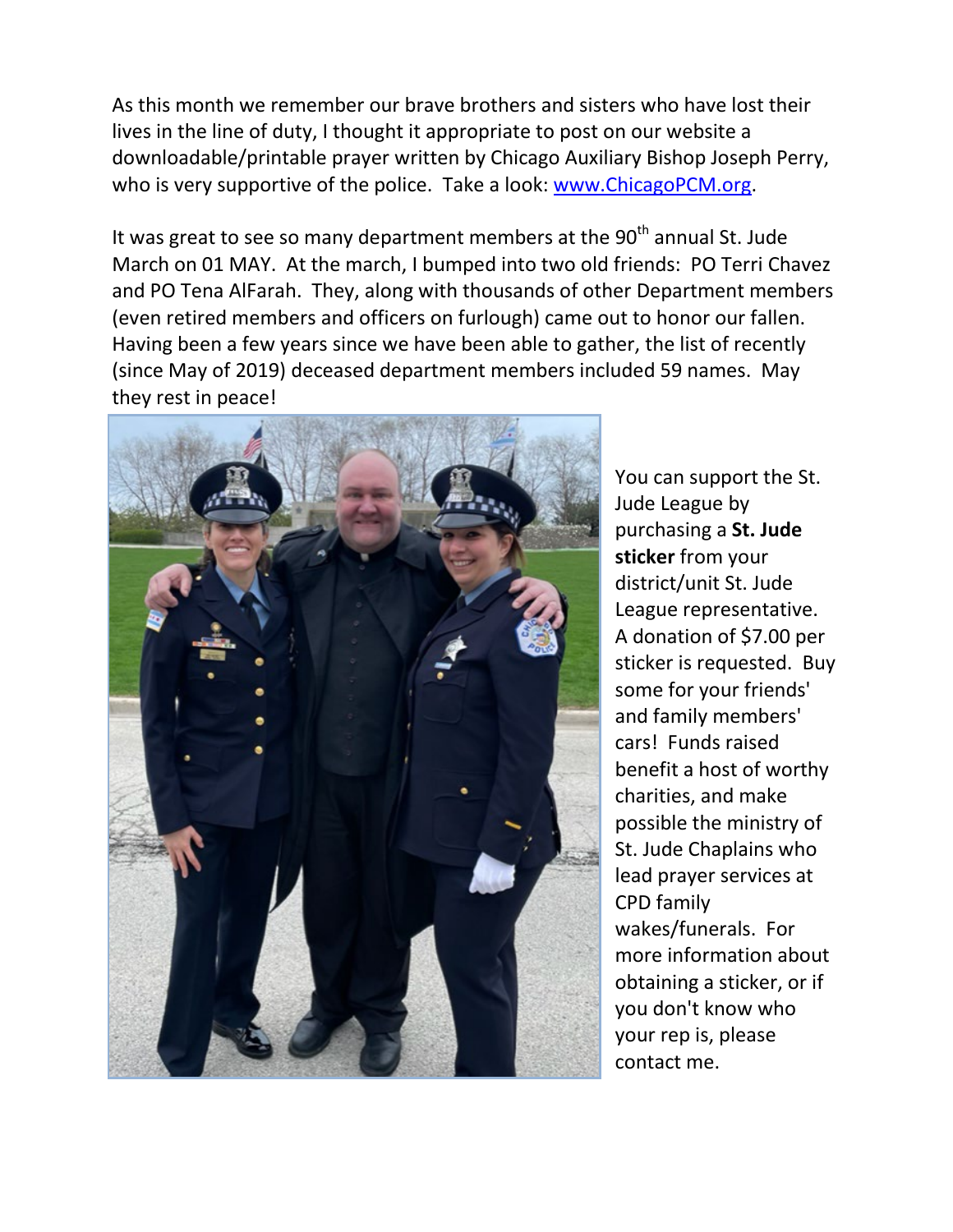As this month we remember our brave brothers and sisters who have lost their lives in the line of duty, I thought it appropriate to post on our website a downloadable/printable prayer written by Chicago Auxiliary Bishop Joseph Perry, who is very supportive of the police. Take a look: [www.ChicagoPCM.org](http://www.ChicagoPCM.org).

It was great to see so many department members at the 90th annual St. Jude March on 01 MAY. At the march, I bumped into two old friends: PO Terri Chavez and PO Tena AlFarah. They, along with thousands of other Department members (even retired members and officers on furlough) came out to honor our fallen. Having been a few years since we have been able to gather, the list of recently (since May of 2019) deceased department members included 59 names. May they rest in peace!

You can support the St. Jude League by purchasing a **St. Jude sticker** from your district/unit St. Jude League representative. A donation of $7.00 per sticker is requested. Buy some for your friends' and family members' cars! Funds raised benefit a host of worthy charities, and make possible the ministry of St. Jude Chaplains who lead prayer services at CPD family wakes/funerals. For more information about obtaining a sticker, or if you don't know who your rep is, please contact me.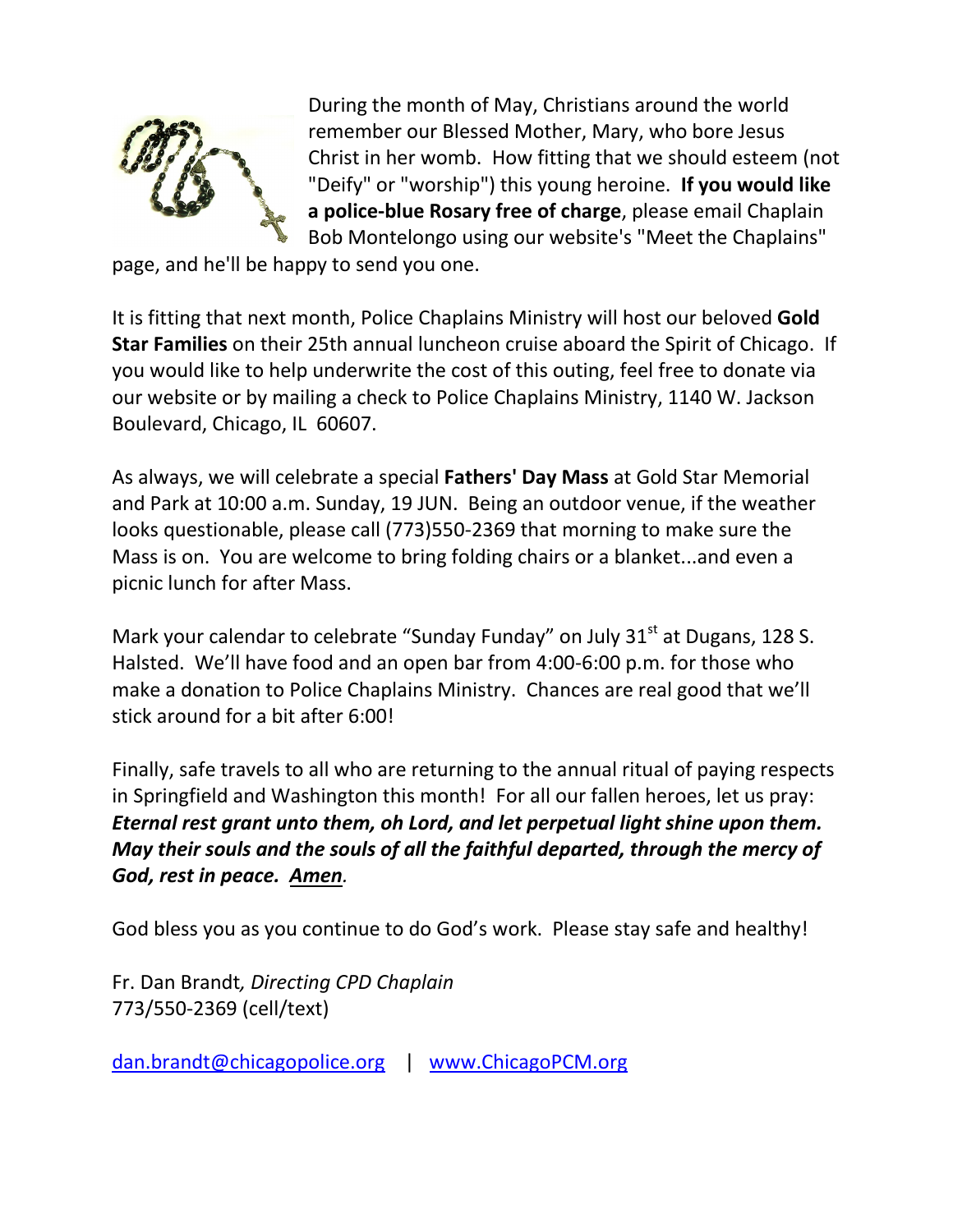During the month of May, Christians around the world remember our Blessed Mother, Mary, who bore Jesus Christ in her womb. How fitting that we should esteem (not "Deify" or "worship") this young heroine. **If you would like a police-blue Rosary free of charge**, please email Chaplain Bob Montelongo using our website's "Meet the Chaplains" page, and he'll be happy to send you one.

It is fitting that next month, Police Chaplains Ministry will host our beloved **Gold Star Families** on their 25th annual luncheon cruise aboard the Spirit of Chicago. If you would like to help underwrite the cost of this outing, feel free to donate via our website or by mailing a check to Police Chaplains Ministry, 1140 W. Jackson Boulevard, Chicago, IL 60607.

As always, we will celebrate a special **Fathers' Day Mass** at Gold Star Memorial and Park at 10:00 a.m. Sunday, 19 JUN. Being an outdoor venue, if the weather looks questionable, please call (773)550-2369 that morning to make sure the Mass is on. You are welcome to bring folding chairs or a blanket...and even a picnic lunch for after Mass.

Mark your calendar to celebrate "Sunday Funday" on July 31st at Dugans, 128 S. Halsted. We'll have food and an open bar from 4:00-6:00 p.m. for those who make a donation to Police Chaplains Ministry. Chances are real good that we'll stick around for a bit after 6:00!

Finally, safe travels to all who are returning to the annual ritual of paying respects in Springfield and Washington this month! For all our fallen heroes, let us pray: ***Eternal rest grant unto them, oh Lord, and let perpetual light shine upon them. May their souls and the souls of all the faithful departed, through the mercy of God, rest in peace. Amen.***

God bless you as you continue to do God's work. Please stay safe and healthy!

Fr. Dan Brandt, *Directing CPD Chaplain*
773/550-2369 (cell/text)

dan.brandt@chicagopolice.org | www.ChicagoPCM.org